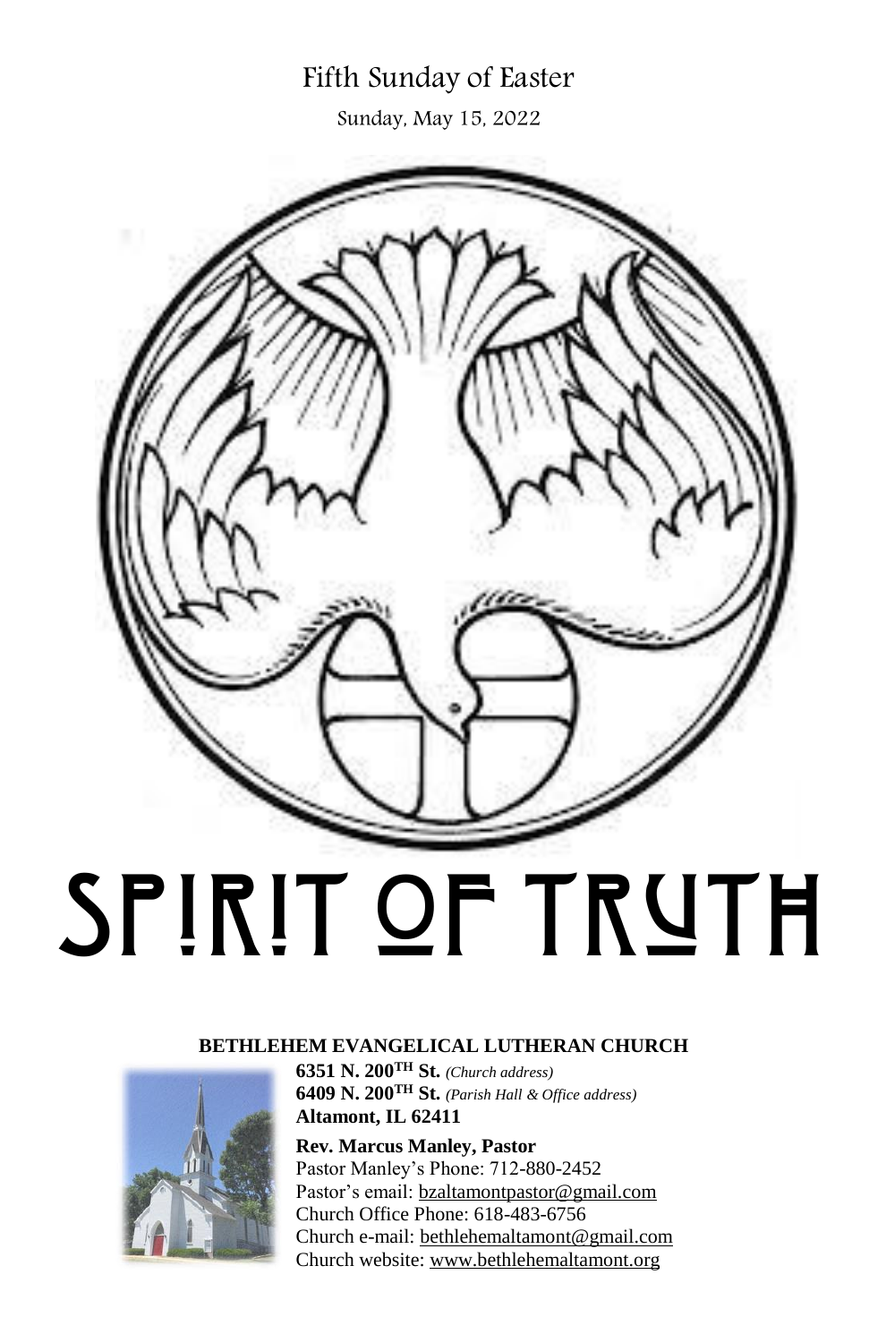# Fifth Sunday of Easter

Sunday, May 15, 2022

# SPIRIT OF TRUTH

**BETHLEHEM EVANGELICAL LUTHERAN CHURCH**

**6351 N. 200TH St.** *(Church address)*
**6409 N. 200TH St.** *(Parish Hall & Office address)*
**Altamont, IL 62411**

**Rev. Marcus Manley, Pastor**
Pastor Manley's Phone: 712-880-2452
Pastor's email: bzaltamontpastor@gmail.com
Church Office Phone: 618-483-6756
Church e-mail: bethlehemaltamont@gmail.com
Church website: www.bethlehemaltamont.org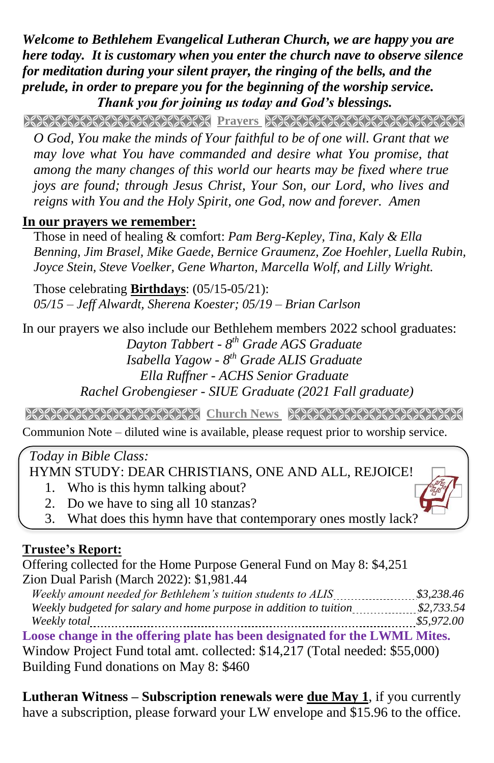***Welcome to Bethlehem Evangelical Lutheran Church, we are happy you are here today. It is customary when you enter the church nave to observe silence for meditation during your silent prayer, the ringing of the bells, and the prelude, in order to prepare you for the beginning of the worship service.***
***Thank you for joining us today and God's blessings.***

## Prayers

*O God, You make the minds of Your faithful to be of one will. Grant that we may love what You have commanded and desire what You promise, that among the many changes of this world our hearts may be fixed where true joys are found; through Jesus Christ, Your Son, our Lord, who lives and reigns with You and the Holy Spirit, one God, now and forever. Amen*

**In our prayers we remember:**

Those in need of healing & comfort: *Pam Berg-Kepley, Tina, Kaly & Ella Benning, Jim Brasel, Mike Gaede, Bernice Graumenz, Zoe Hoehler, Luella Rubin, Joyce Stein, Steve Voelker, Gene Wharton, Marcella Wolf, and Lilly Wright.*

Those celebrating **Birthdays**: (05/15-05/21):
*05/15 – Jeff Alwardt, Sherena Koester; 05/19 – Brian Carlson*

In our prayers we also include our Bethlehem members 2022 school graduates:

*Dayton Tabbert - 8th Grade AGS Graduate*
*Isabella Yagow - 8th Grade ALIS Graduate*
*Ella Ruffner - ACHS Senior Graduate*
*Rachel Grobengieser - SIUE Graduate (2021 Fall graduate)*

## Church News

Communion Note – diluted wine is available, please request prior to worship service.

*Today in Bible Class:*
HYMN STUDY: DEAR CHRISTIANS, ONE AND ALL, REJOICE!
1. Who is this hymn talking about?
2. Do we have to sing all 10 stanzas?
3. What does this hymn have that contemporary ones mostly lack?

**Trustee's Report:**

Offering collected for the Home Purpose General Fund on May 8: $4,251
Zion Dual Parish (March 2022): $1,981.44

| | |
|---|---|
| *Weekly amount needed for Bethlehem's tuition students to ALIS* | *$3,238.46* |
| *Weekly budgeted for salary and home purpose in addition to tuition* | *$2,733.54* |
| *Weekly total* | *$5,972.00* |

**Loose change in the offering plate has been designated for the LWML Mites.**
Window Project Fund total amt. collected: $14,217 (Total needed: $55,000)
Building Fund donations on May 8: $460

**Lutheran Witness – Subscription renewals were due May 1**, if you currently have a subscription, please forward your LW envelope and $15.96 to the office.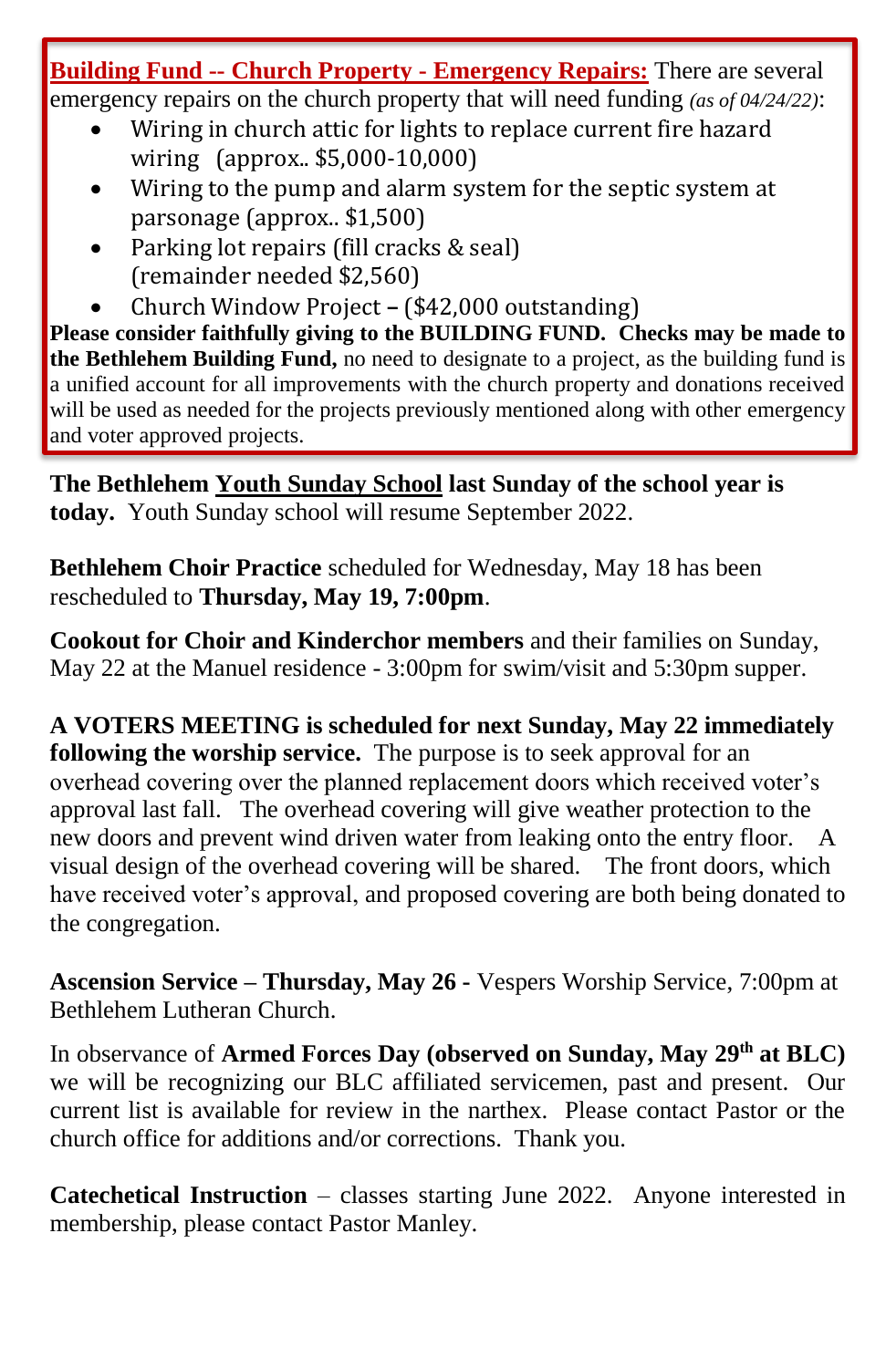**Building Fund -- Church Property - Emergency Repairs:** There are several emergency repairs on the church property that will need funding *(as of 04/24/22)*:

- Wiring in church attic for lights to replace current fire hazard wiring (approx.. $5,000-10,000)
- Wiring to the pump and alarm system for the septic system at parsonage (approx.. $1,500)
- Parking lot repairs (fill cracks & seal) (remainder needed $2,560)
- Church Window Project **–** ($42,000 outstanding)

**Please consider faithfully giving to the BUILDING FUND. Checks may be made to the Bethlehem Building Fund,** no need to designate to a project, as the building fund is a unified account for all improvements with the church property and donations received will be used as needed for the projects previously mentioned along with other emergency and voter approved projects.

**The Bethlehem Youth Sunday School last Sunday of the school year is today.** Youth Sunday school will resume September 2022.

**Bethlehem Choir Practice** scheduled for Wednesday, May 18 has been rescheduled to **Thursday, May 19, 7:00pm**.

**Cookout for Choir and Kinderchor members** and their families on Sunday, May 22 at the Manuel residence - 3:00pm for swim/visit and 5:30pm supper.

**A VOTERS MEETING is scheduled for next Sunday, May 22 immediately following the worship service.** The purpose is to seek approval for an overhead covering over the planned replacement doors which received voter's approval last fall. The overhead covering will give weather protection to the new doors and prevent wind driven water from leaking onto the entry floor. A visual design of the overhead covering will be shared. The front doors, which have received voter's approval, and proposed covering are both being donated to the congregation.

**Ascension Service – Thursday, May 26 -** Vespers Worship Service, 7:00pm at Bethlehem Lutheran Church.

In observance of **Armed Forces Day (observed on Sunday, May 29th at BLC)** we will be recognizing our BLC affiliated servicemen, past and present. Our current list is available for review in the narthex. Please contact Pastor or the church office for additions and/or corrections. Thank you.

**Catechetical Instruction** – classes starting June 2022. Anyone interested in membership, please contact Pastor Manley.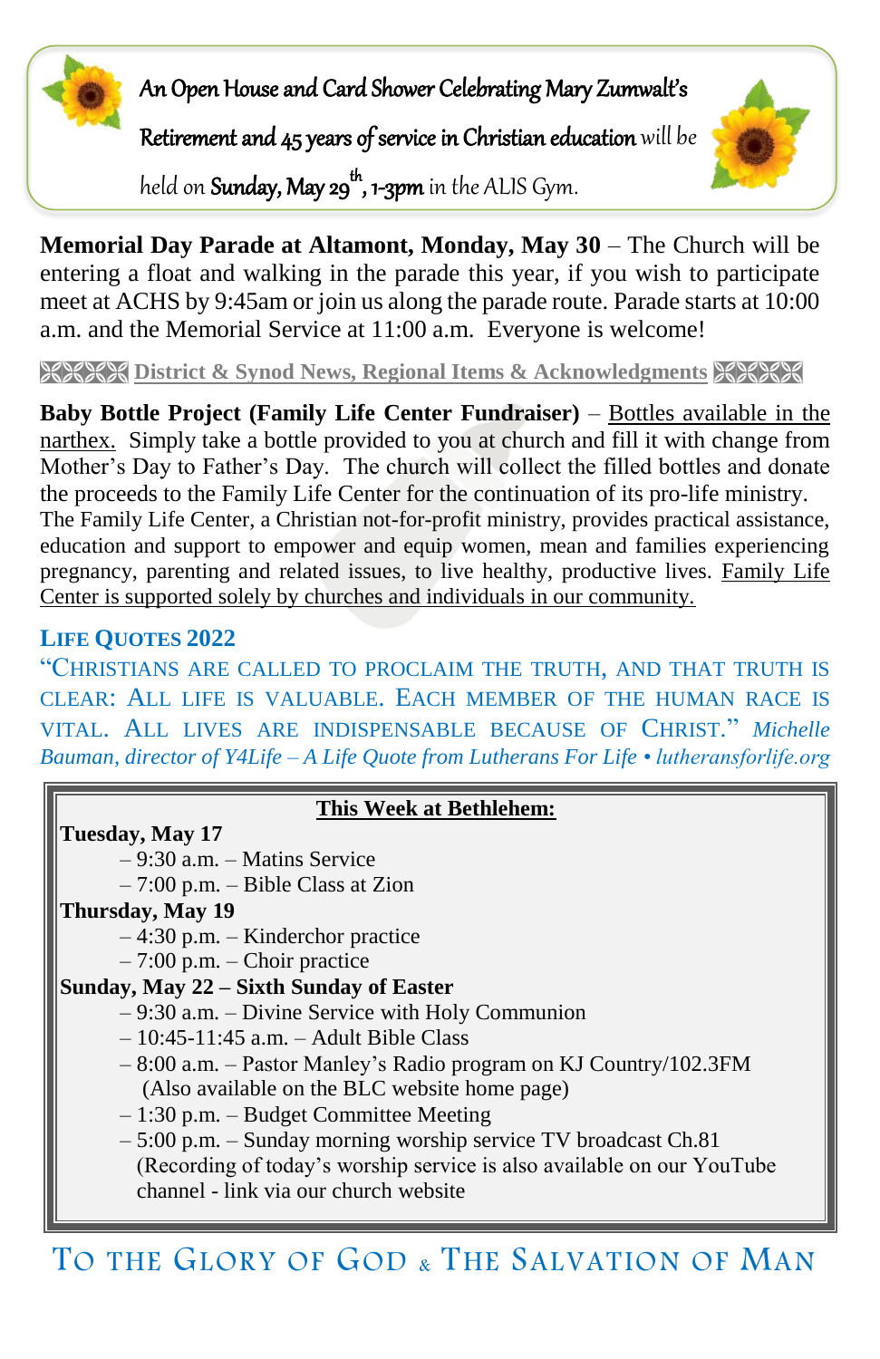**An Open House and Card Shower Celebrating Mary Zumwalt's Retirement and 45 years of service in Christian education** will be held on **Sunday, May 29th, 1-3pm** in the ALIS Gym.

**Memorial Day Parade at Altamont, Monday, May 30** – The Church will be entering a float and walking in the parade this year, if you wish to participate meet at ACHS by 9:45am or join us along the parade route. Parade starts at 10:00 a.m. and the Memorial Service at 11:00 a.m. Everyone is welcome!

## District & Synod News, Regional Items & Acknowledgments

**Baby Bottle Project (Family Life Center Fundraiser)** – Bottles available in the narthex. Simply take a bottle provided to you at church and fill it with change from Mother's Day to Father's Day. The church will collect the filled bottles and donate the proceeds to the Family Life Center for the continuation of its pro-life ministry. The Family Life Center, a Christian not-for-profit ministry, provides practical assistance, education and support to empower and equip women, mean and families experiencing pregnancy, parenting and related issues, to live healthy, productive lives. Family Life Center is supported solely by churches and individuals in our community.

### Life Quotes 2022

"Christians are called to proclaim the truth, and that truth is clear: All life is valuable. Each member of the human race is vital. All lives are indispensable because of Christ." *Michelle Bauman, director of Y4Life – A Life Quote from Lutherans For Life • lutheransforlife.org*

### This Week at Bethlehem:

**Tuesday, May 17**
- 9:30 a.m. – Matins Service
- 7:00 p.m. – Bible Class at Zion

**Thursday, May 19**
- 4:30 p.m. – Kinderchor practice
- 7:00 p.m. – Choir practice

**Sunday, May 22 – Sixth Sunday of Easter**
- 9:30 a.m. – Divine Service with Holy Communion
- 10:45-11:45 a.m. – Adult Bible Class
- 8:00 a.m. – Pastor Manley's Radio program on KJ Country/102.3FM (Also available on the BLC website home page)
- 1:30 p.m. – Budget Committee Meeting
- 5:00 p.m. – Sunday morning worship service TV broadcast Ch.81 (Recording of today's worship service is also available on our YouTube channel - link via our church website

To the Glory of God & The Salvation of Man